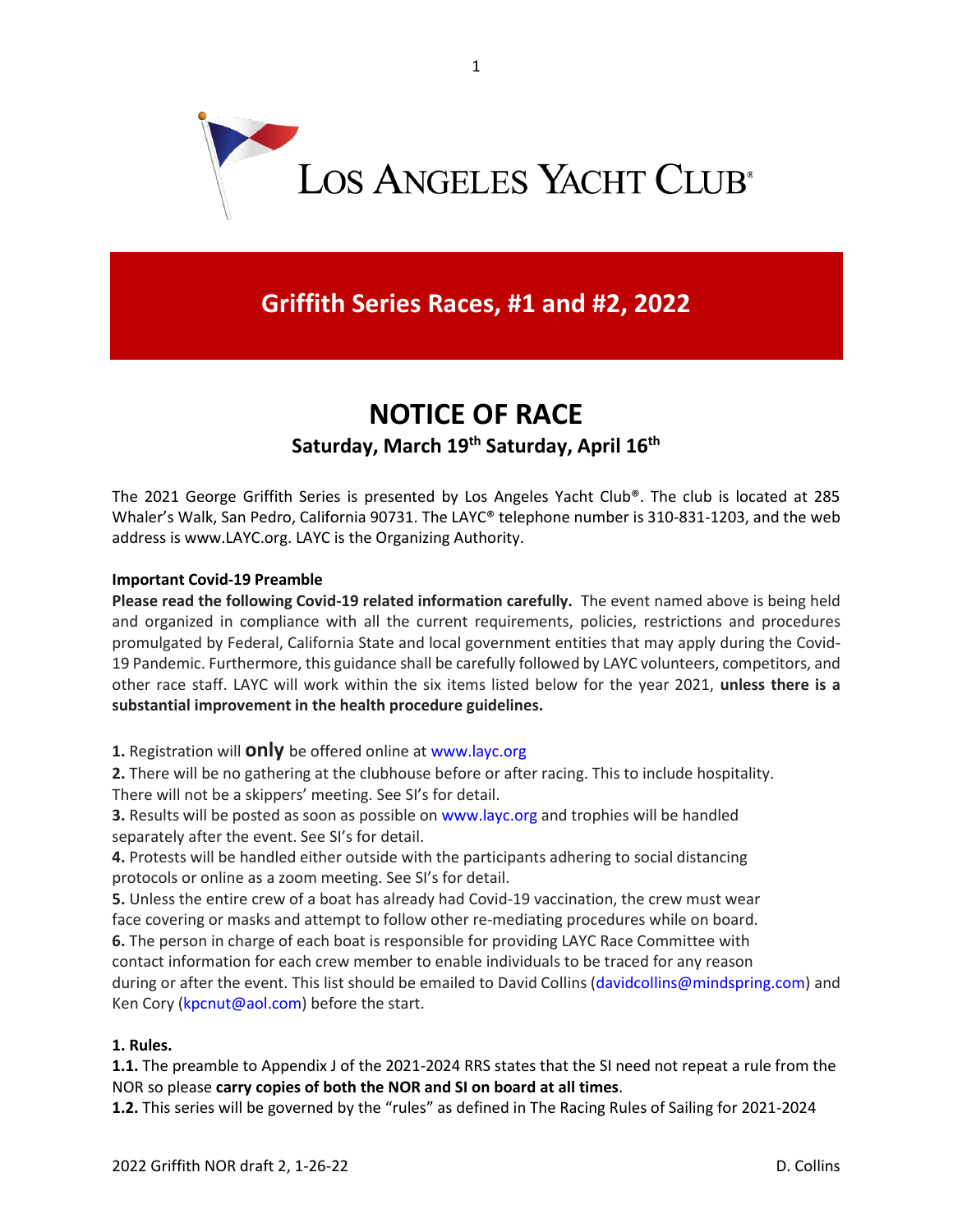LOS ANGELES YACHT CLUB®

# Griffith Series Races, #1 and #2, 2022

# NOTICE OF RACE

### Saturday, March 19th Saturday, April 16th

The 2021 George Griffith Series is presented by Los Angeles Yacht Club®. The club is located at 285 Whaler's Walk, San Pedro, California 90731. The LAYC® telephone number is 310-831-1203, and the web address is www.LAYC.org. LAYC is the Organizing Authority.

**Important Covid-19 Preamble**

**Please read the following Covid-19 related information carefully.** The event named above is being held and organized in compliance with all the current requirements, policies, restrictions and procedures promulgated by Federal, California State and local government entities that may apply during the Covid-19 Pandemic. Furthermore, this guidance shall be carefully followed by LAYC volunteers, competitors, and other race staff. LAYC will work within the six items listed below for the year 2021, **unless there is a substantial improvement in the health procedure guidelines.**

**1.** Registration will **only** be offered online at www.layc.org
**2.** There will be no gathering at the clubhouse before or after racing. This to include hospitality. There will not be a skippers' meeting. See SI's for detail.
**3.** Results will be posted as soon as possible on www.layc.org and trophies will be handled separately after the event. See SI's for detail.
**4.** Protests will be handled either outside with the participants adhering to social distancing protocols or online as a zoom meeting. See SI's for detail.
**5.** Unless the entire crew of a boat has already had Covid-19 vaccination, the crew must wear face covering or masks and attempt to follow other re-mediating procedures while on board.
**6.** The person in charge of each boat is responsible for providing LAYC Race Committee with contact information for each crew member to enable individuals to be traced for any reason during or after the event. This list should be emailed to David Collins (davidcollins@mindspring.com) and Ken Cory (kpcnut@aol.com) before the start.

**1. Rules.**

**1.1.** The preamble to Appendix J of the 2021-2024 RRS states that the SI need not repeat a rule from the NOR so please **carry copies of both the NOR and SI on board at all times**.
**1.2.** This series will be governed by the "rules" as defined in The Racing Rules of Sailing for 2021-2024

2022 Griffith NOR draft 2, 1-26-22 D. Collins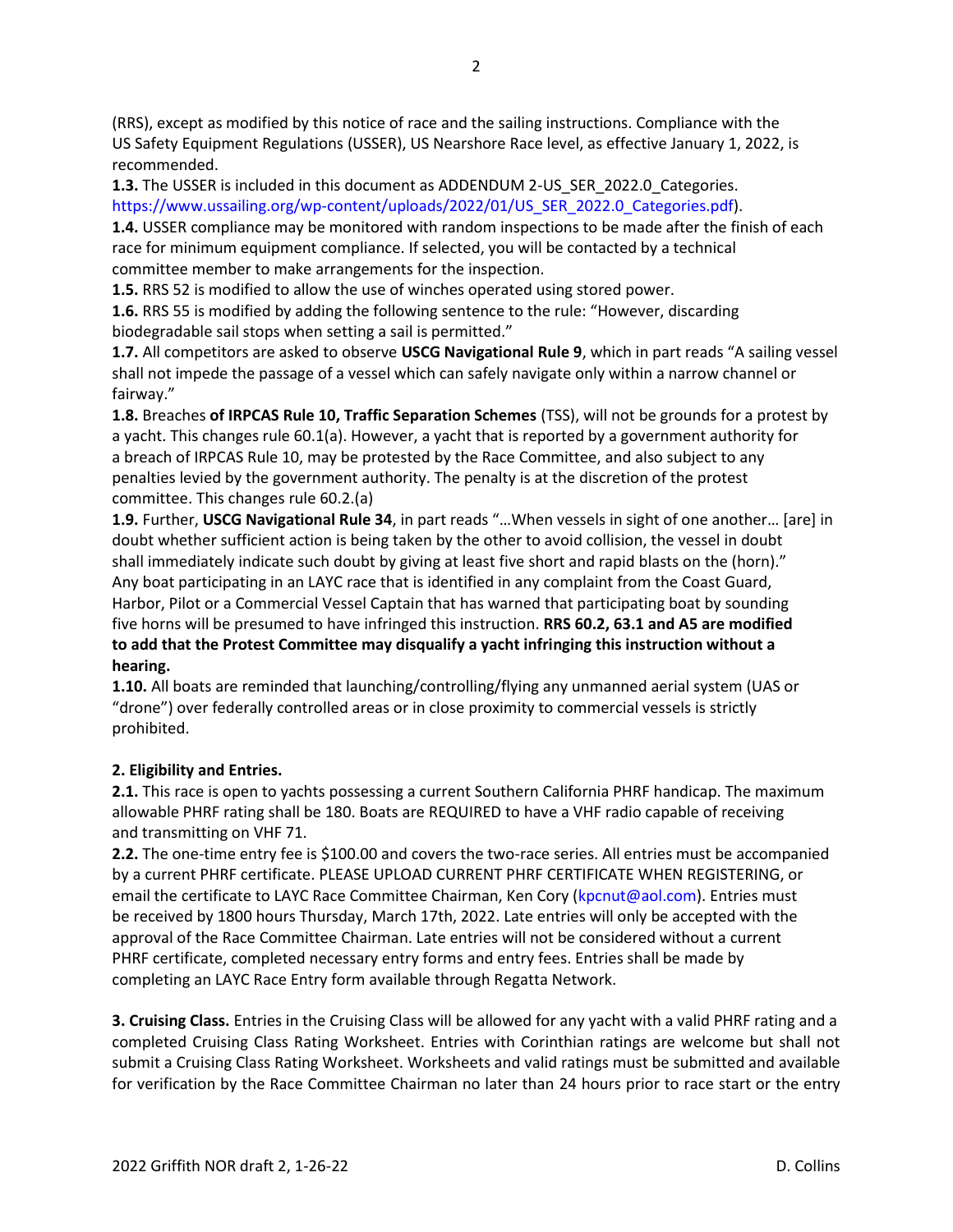(RRS), except as modified by this notice of race and the sailing instructions. Compliance with the US Safety Equipment Regulations (USSER), US Nearshore Race level, as effective January 1, 2022, is recommended.

**1.3.** The USSER is included in this document as ADDENDUM 2-US_SER_2022.0_Categories. https://www.ussailing.org/wp-content/uploads/2022/01/US_SER_2022.0_Categories.pdf).

**1.4.** USSER compliance may be monitored with random inspections to be made after the finish of each race for minimum equipment compliance. If selected, you will be contacted by a technical committee member to make arrangements for the inspection.

**1.5.** RRS 52 is modified to allow the use of winches operated using stored power.

**1.6.** RRS 55 is modified by adding the following sentence to the rule: "However, discarding biodegradable sail stops when setting a sail is permitted."

**1.7.** All competitors are asked to observe **USCG Navigational Rule 9**, which in part reads "A sailing vessel shall not impede the passage of a vessel which can safely navigate only within a narrow channel or fairway."

**1.8.** Breaches **of IRPCAS Rule 10, Traffic Separation Schemes** (TSS), will not be grounds for a protest by a yacht. This changes rule 60.1(a). However, a yacht that is reported by a government authority for a breach of IRPCAS Rule 10, may be protested by the Race Committee, and also subject to any penalties levied by the government authority. The penalty is at the discretion of the protest committee. This changes rule 60.2.(a)

**1.9.** Further, **USCG Navigational Rule 34**, in part reads "…When vessels in sight of one another… [are] in doubt whether sufficient action is being taken by the other to avoid collision, the vessel in doubt shall immediately indicate such doubt by giving at least five short and rapid blasts on the (horn)." Any boat participating in an LAYC race that is identified in any complaint from the Coast Guard, Harbor, Pilot or a Commercial Vessel Captain that has warned that participating boat by sounding five horns will be presumed to have infringed this instruction. **RRS 60.2, 63.1 and A5 are modified to add that the Protest Committee may disqualify a yacht infringing this instruction without a hearing.**

**1.10.** All boats are reminded that launching/controlling/flying any unmanned aerial system (UAS or "drone") over federally controlled areas or in close proximity to commercial vessels is strictly prohibited.

**2. Eligibility and Entries.**

**2.1.** This race is open to yachts possessing a current Southern California PHRF handicap. The maximum allowable PHRF rating shall be 180. Boats are REQUIRED to have a VHF radio capable of receiving and transmitting on VHF 71.

**2.2.** The one-time entry fee is $100.00 and covers the two-race series. All entries must be accompanied by a current PHRF certificate. PLEASE UPLOAD CURRENT PHRF CERTIFICATE WHEN REGISTERING, or email the certificate to LAYC Race Committee Chairman, Ken Cory (kpcnut@aol.com). Entries must be received by 1800 hours Thursday, March 17th, 2022. Late entries will only be accepted with the approval of the Race Committee Chairman. Late entries will not be considered without a current PHRF certificate, completed necessary entry forms and entry fees. Entries shall be made by completing an LAYC Race Entry form available through Regatta Network.

**3. Cruising Class.** Entries in the Cruising Class will be allowed for any yacht with a valid PHRF rating and a completed Cruising Class Rating Worksheet. Entries with Corinthian ratings are welcome but shall not submit a Cruising Class Rating Worksheet. Worksheets and valid ratings must be submitted and available for verification by the Race Committee Chairman no later than 24 hours prior to race start or the entry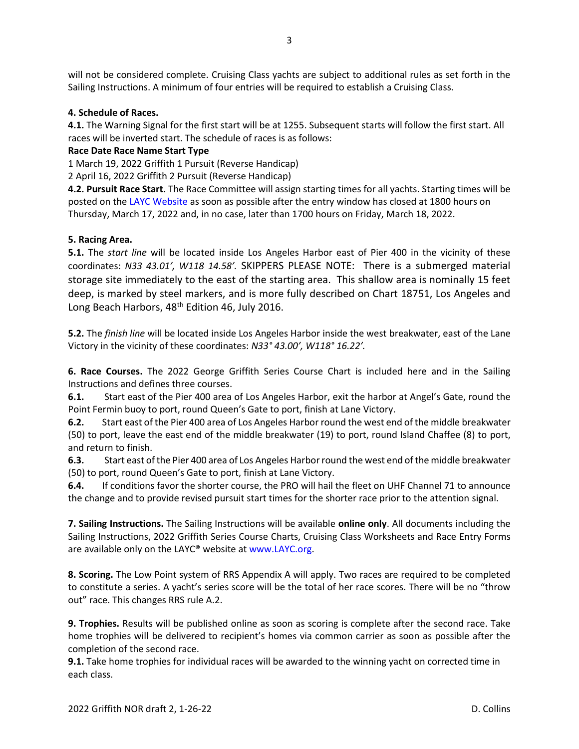will not be considered complete. Cruising Class yachts are subject to additional rules as set forth in the Sailing Instructions. A minimum of four entries will be required to establish a Cruising Class.

**4. Schedule of Races.**

**4.1.** The Warning Signal for the first start will be at 1255. Subsequent starts will follow the first start. All races will be inverted start. The schedule of races is as follows:

| Race | Date | Race Name | Start Type |
|---|---|---|---|
| 1 | March 19, 2022 | Griffith 1 | Pursuit (Reverse Handicap) |
| 2 | April 16, 2022 | Griffith 2 | Pursuit (Reverse Handicap) |

**4.2. Pursuit Race Start.** The Race Committee will assign starting times for all yachts. Starting times will be posted on the LAYC Website as soon as possible after the entry window has closed at 1800 hours on Thursday, March 17, 2022 and, in no case, later than 1700 hours on Friday, March 18, 2022.

**5. Racing Area.**

**5.1.** The *start line* will be located inside Los Angeles Harbor east of Pier 400 in the vicinity of these coordinates: *N33 43.01', W118 14.58'.* SKIPPERS PLEASE NOTE: There is a submerged material storage site immediately to the east of the starting area. This shallow area is nominally 15 feet deep, is marked by steel markers, and is more fully described on Chart 18751, Los Angeles and Long Beach Harbors, 48th Edition 46, July 2016.

**5.2.** The *finish line* will be located inside Los Angeles Harbor inside the west breakwater, east of the Lane Victory in the vicinity of these coordinates: *N33° 43.00', W118° 16.22'.*

**6. Race Courses.** The 2022 George Griffith Series Course Chart is included here and in the Sailing Instructions and defines three courses.

**6.1.** Start east of the Pier 400 area of Los Angeles Harbor, exit the harbor at Angel's Gate, round the Point Fermin buoy to port, round Queen's Gate to port, finish at Lane Victory.

**6.2.** Start east of the Pier 400 area of Los Angeles Harbor round the west end of the middle breakwater (50) to port, leave the east end of the middle breakwater (19) to port, round Island Chaffee (8) to port, and return to finish.

**6.3.** Start east of the Pier 400 area of Los Angeles Harbor round the west end of the middle breakwater (50) to port, round Queen's Gate to port, finish at Lane Victory.

**6.4.** If conditions favor the shorter course, the PRO will hail the fleet on UHF Channel 71 to announce the change and to provide revised pursuit start times for the shorter race prior to the attention signal.

**7. Sailing Instructions.** The Sailing Instructions will be available **online only**. All documents including the Sailing Instructions, 2022 Griffith Series Course Charts, Cruising Class Worksheets and Race Entry Forms are available only on the LAYC® website at www.LAYC.org.

**8. Scoring.** The Low Point system of RRS Appendix A will apply. Two races are required to be completed to constitute a series. A yacht's series score will be the total of her race scores. There will be no "throw out" race. This changes RRS rule A.2.

**9. Trophies.** Results will be published online as soon as scoring is complete after the second race. Take home trophies will be delivered to recipient's homes via common carrier as soon as possible after the completion of the second race.

**9.1.** Take home trophies for individual races will be awarded to the winning yacht on corrected time in each class.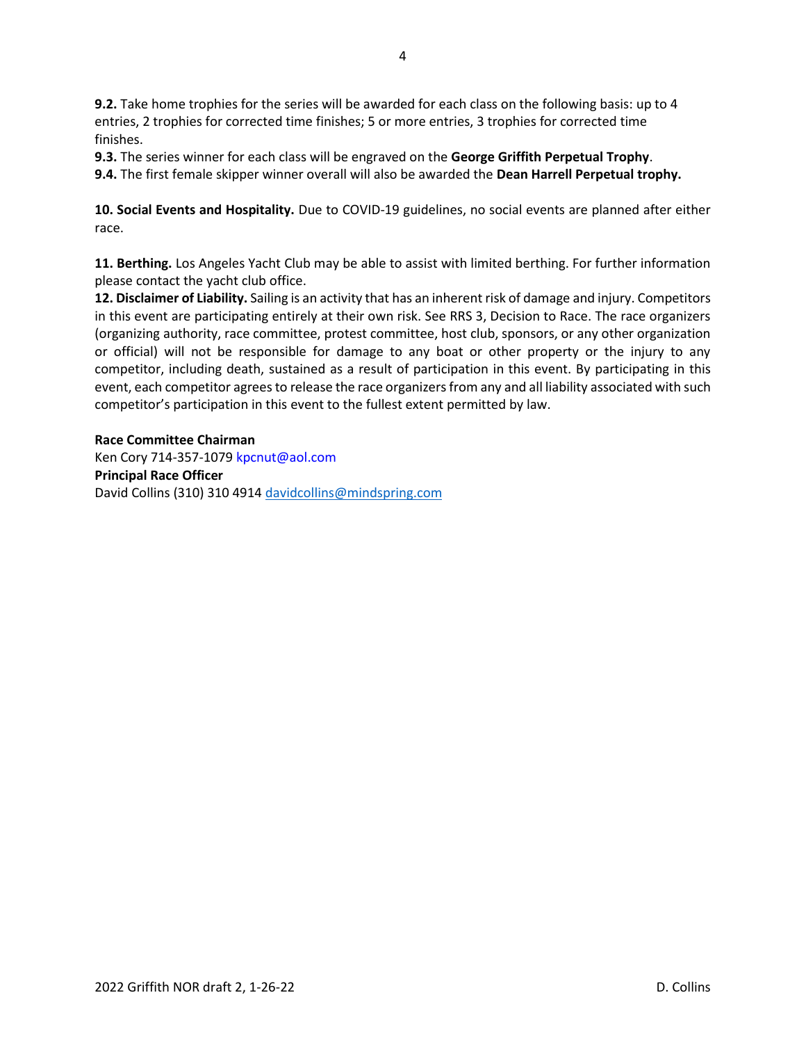**9.2.** Take home trophies for the series will be awarded for each class on the following basis: up to 4 entries, 2 trophies for corrected time finishes; 5 or more entries, 3 trophies for corrected time finishes.

**9.3.** The series winner for each class will be engraved on the **George Griffith Perpetual Trophy**.

**9.4.** The first female skipper winner overall will also be awarded the **Dean Harrell Perpetual trophy.**

**10. Social Events and Hospitality.** Due to COVID-19 guidelines, no social events are planned after either race.

**11. Berthing.** Los Angeles Yacht Club may be able to assist with limited berthing. For further information please contact the yacht club office.

**12. Disclaimer of Liability.** Sailing is an activity that has an inherent risk of damage and injury. Competitors in this event are participating entirely at their own risk. See RRS 3, Decision to Race. The race organizers (organizing authority, race committee, protest committee, host club, sponsors, or any other organization or official) will not be responsible for damage to any boat or other property or the injury to any competitor, including death, sustained as a result of participation in this event. By participating in this event, each competitor agrees to release the race organizers from any and all liability associated with such competitor's participation in this event to the fullest extent permitted by law.

**Race Committee Chairman**
Ken Cory 714-357-1079 kpcnut@aol.com
**Principal Race Officer**
David Collins (310) 310 4914 davidcollins@mindspring.com

2022 Griffith NOR draft 2, 1-26-22 D. Collins